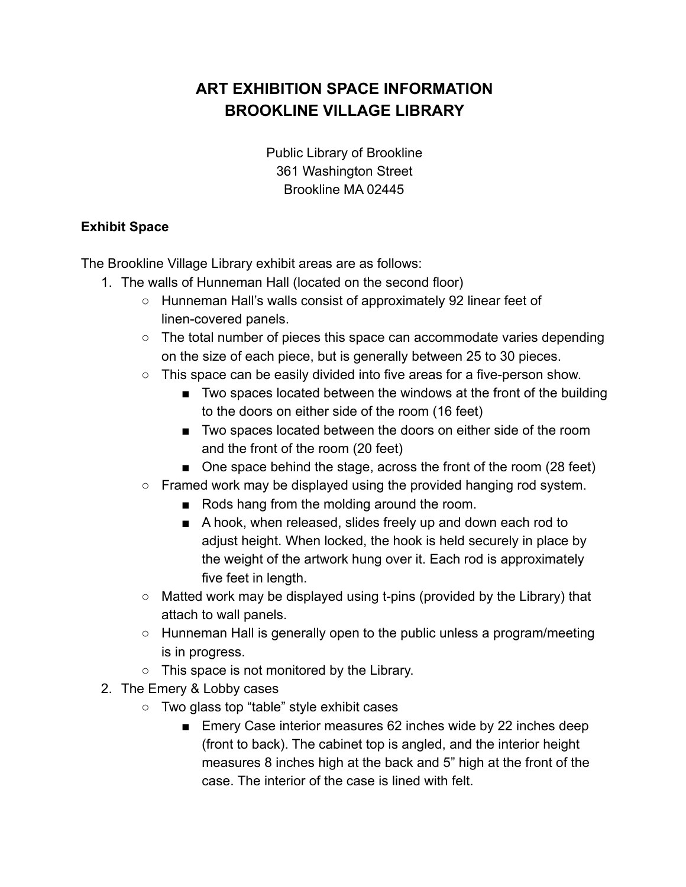# ART EXHIBITION SPACE INFORMATION
# BROOKLINE VILLAGE LIBRARY

Public Library of Brookline
361 Washington Street
Brookline MA 02445

**Exhibit Space**

The Brookline Village Library exhibit areas are as follows:

1. The walls of Hunneman Hall (located on the second floor)
   - Hunneman Hall's walls consist of approximately 92 linear feet of linen-covered panels.
   - The total number of pieces this space can accommodate varies depending on the size of each piece, but is generally between 25 to 30 pieces.
   - This space can be easily divided into five areas for a five-person show.
     - Two spaces located between the windows at the front of the building to the doors on either side of the room (16 feet)
     - Two spaces located between the doors on either side of the room and the front of the room (20 feet)
     - One space behind the stage, across the front of the room (28 feet)
   - Framed work may be displayed using the provided hanging rod system.
     - Rods hang from the molding around the room.
     - A hook, when released, slides freely up and down each rod to adjust height. When locked, the hook is held securely in place by the weight of the artwork hung over it. Each rod is approximately five feet in length.
   - Matted work may be displayed using t-pins (provided by the Library) that attach to wall panels.
   - Hunneman Hall is generally open to the public unless a program/meeting is in progress.
   - This space is not monitored by the Library.
2. The Emery & Lobby cases
   - Two glass top "table" style exhibit cases
     - Emery Case interior measures 62 inches wide by 22 inches deep (front to back). The cabinet top is angled, and the interior height measures 8 inches high at the back and 5" high at the front of the case. The interior of the case is lined with felt.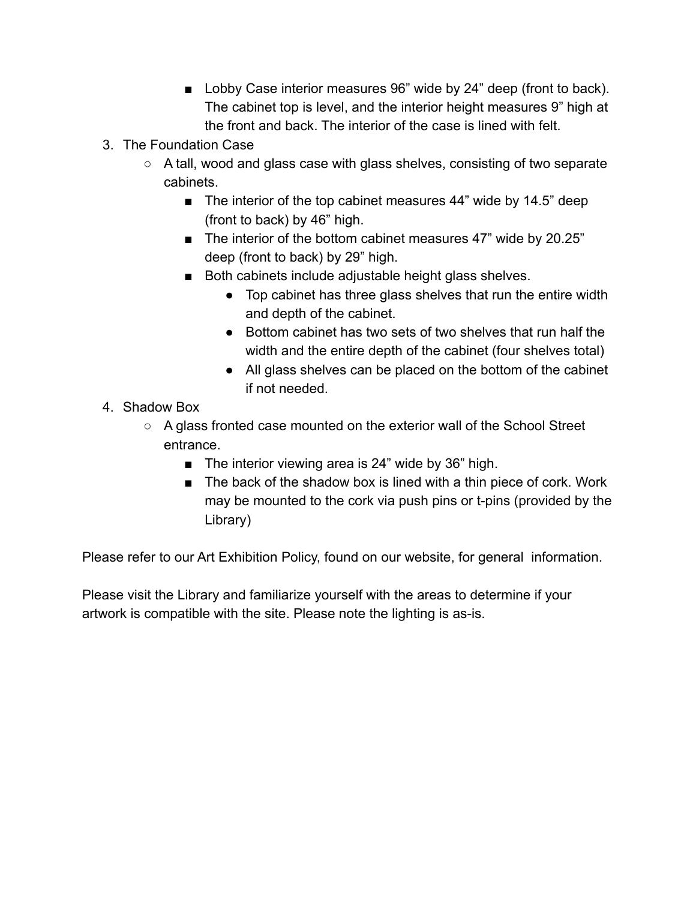- Lobby Case interior measures 96” wide by 24” deep (front to back). The cabinet top is level, and the interior height measures 9” high at the front and back. The interior of the case is lined with felt.

3. The Foundation Case
    - A tall, wood and glass case with glass shelves, consisting of two separate cabinets.
        - The interior of the top cabinet measures 44” wide by 14.5” deep (front to back) by 46” high.
        - The interior of the bottom cabinet measures 47” wide by 20.25” deep (front to back) by 29” high.
        - Both cabinets include adjustable height glass shelves.
            - Top cabinet has three glass shelves that run the entire width and depth of the cabinet.
            - Bottom cabinet has two sets of two shelves that run half the width and the entire depth of the cabinet (four shelves total)
            - All glass shelves can be placed on the bottom of the cabinet if not needed.
4. Shadow Box
    - A glass fronted case mounted on the exterior wall of the School Street entrance.
        - The interior viewing area is 24” wide by 36” high.
        - The back of the shadow box is lined with a thin piece of cork. Work may be mounted to the cork via push pins or t-pins (provided by the Library)

Please refer to our Art Exhibition Policy, found on our website, for general information.

Please visit the Library and familiarize yourself with the areas to determine if your artwork is compatible with the site. Please note the lighting is as-is.